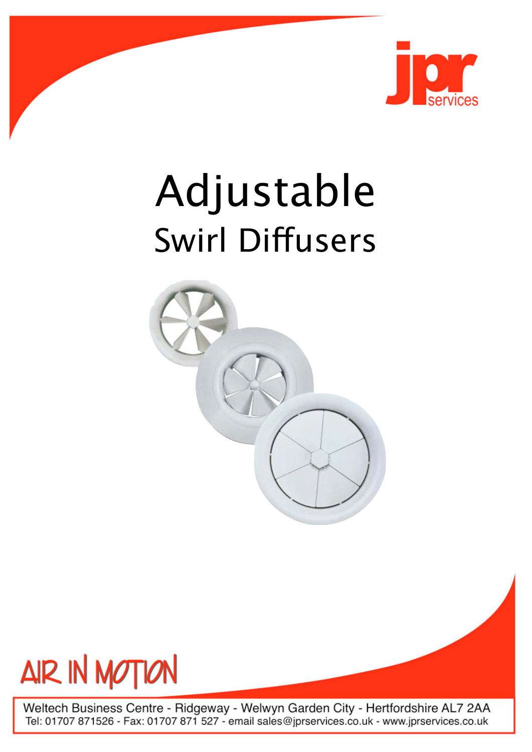jpr services

# Adjustable

## Swirl Diffusers

AIR IN MOTION

Weltech Business Centre - Ridgeway - Welwyn Garden City - Hertfordshire AL7 2AA
Tel: 01707 871526 - Fax: 01707 871 527 - email sales@jprservices.co.uk - www.jprservices.co.uk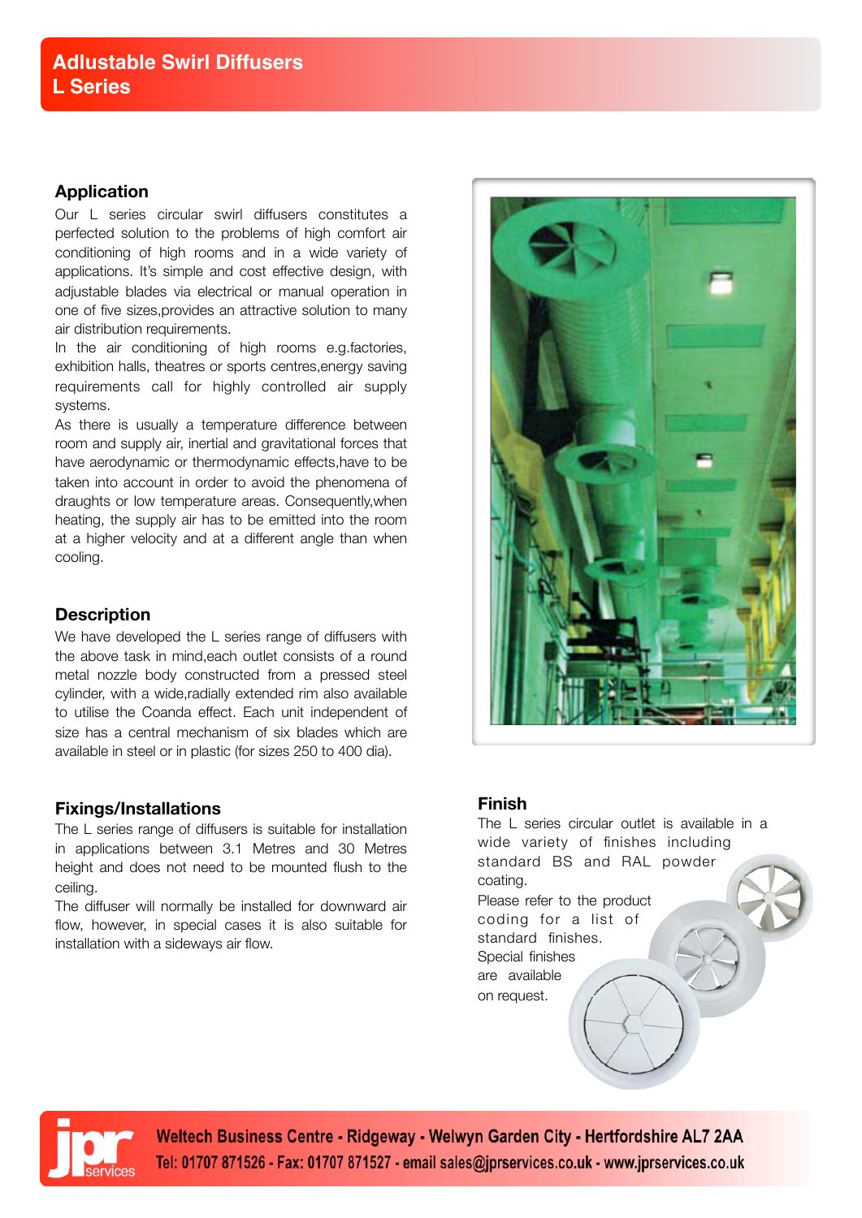# Adlustable Swirl Diffusers
# L Series

## Application

Our L series circular swirl diffusers constitutes a perfected solution to the problems of high comfort air conditioning of high rooms and in a wide variety of applications. It's simple and cost effective design, with adjustable blades via electrical or manual operation in one of five sizes,provides an attractive solution to many air distribution requirements.

In the air conditioning of high rooms e.g.factories, exhibition halls, theatres or sports centres,energy saving requirements call for highly controlled air supply systems.

As there is usually a temperature difference between room and supply air, inertial and gravitational forces that have aerodynamic or thermodynamic effects,have to be taken into account in order to avoid the phenomena of draughts or low temperature areas. Consequently,when heating, the supply air has to be emitted into the room at a higher velocity and at a different angle than when cooling.

## Description

We have developed the L series range of diffusers with the above task in mind,each outlet consists of a round metal nozzle body constructed from a pressed steel cylinder, with a wide,radially extended rim also available to utilise the Coanda effect. Each unit independent of size has a central mechanism of six blades which are available in steel or in plastic (for sizes 250 to 400 dia).

## Fixings/Installations

The L series range of diffusers is suitable for installation in applications between 3.1 Metres and 30 Metres height and does not need to be mounted flush to the ceiling.

The diffuser will normally be installed for downward air flow, however, in special cases it is also suitable for installation with a sideways air flow.

## Finish

The L series circular outlet is available in a wide variety of finishes including standard BS and RAL powder coating.

Please refer to the product coding for a list of standard finishes.

Special finishes are available on request.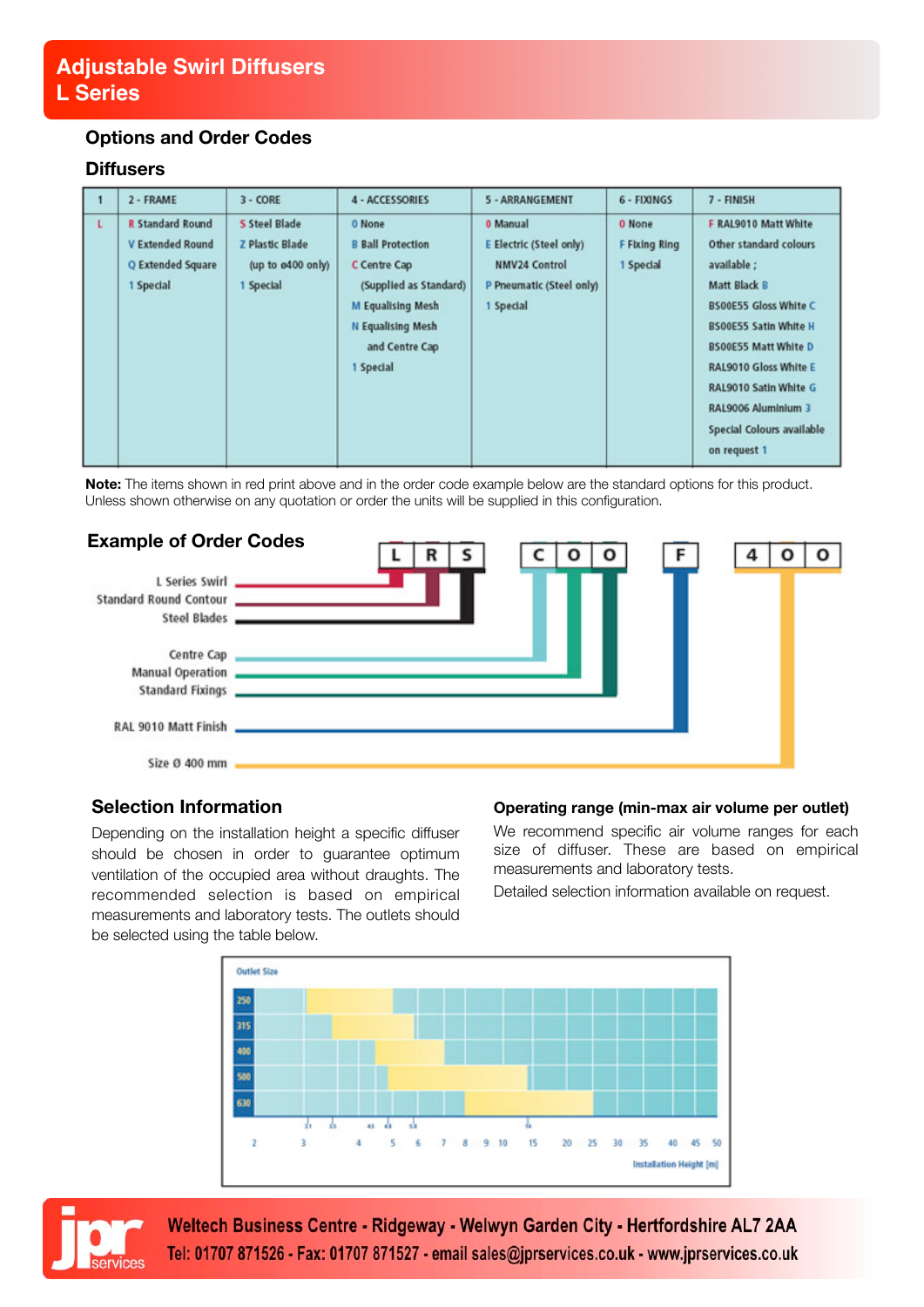# Adjustable Swirl Diffusers
## L Series

### Options and Order Codes

### Diffusers

| 1 | 2 - FRAME | 3 - CORE | 4 - ACCESSORIES | 5 - ARRANGEMENT | 6 - FIXINGS | 7 - FINISH |
|---|---|---|---|---|---|---|
| L | R Standard Round<br>V Extended Round<br>Q Extended Square<br>1 Special | S Steel Blade<br>Z Plastic Blade (up to ø400 only)<br>1 Special | 0 None<br>B Ball Protection<br>C Centre Cap (Supplied as Standard)<br>M Equalising Mesh<br>N Equalising Mesh and Centre Cap<br>1 Special | 0 Manual<br>E Electric (Steel only) NMV24 Control<br>P Pneumatic (Steel only)<br>1 Special | 0 None<br>F Fixing Ring<br>1 Special | F RAL9010 Matt White<br>Other standard colours available ;<br>Matt Black B<br>BS00E55 Gloss White C<br>BS00E55 Satin White H<br>BS00E55 Matt White D<br>RAL9010 Gloss White E<br>RAL9010 Satin White G<br>RAL9006 Aluminium 3<br>Special Colours available on request 1 |

**Note:** The items shown in red print above and in the order code example below are the standard options for this product. Unless shown otherwise on any quotation or order the units will be supplied in this configuration.

### Example of Order Codes

L R S – C 0 0 – F – 4 0 0

- L Series Swirl → L
- Standard Round Contour → R
- Steel Blades → S
- Centre Cap → C
- Manual Operation → 0
- Standard Fixings → 0
- RAL 9010 Matt Finish → F
- Size Ø 400 mm → 400

### Selection Information

Depending on the installation height a specific diffuser should be chosen in order to guarantee optimum ventilation of the occupied area without draughts. The recommended selection is based on empirical measurements and laboratory tests. The outlets should be selected using the table below.

### Operating range (min-max air volume per outlet)

We recommend specific air volume ranges for each size of diffuser. These are based on empirical measurements and laboratory tests.

Detailed selection information available on request.

Outlet Size: 250, 315, 400, 500, 630

Installation Height [m]: 2, 3, 4, 5, 6, 7, 8, 9, 10, 15, 20, 25, 30, 35, 40, 45, 50

Welteck Business Centre - Ridgeway - Welwyn Garden City - Hertfordshire AL7 2AA
Tel: 01707 871526 - Fax: 01707 871527 - email sales@jprservices.co.uk - www.jprservices.co.uk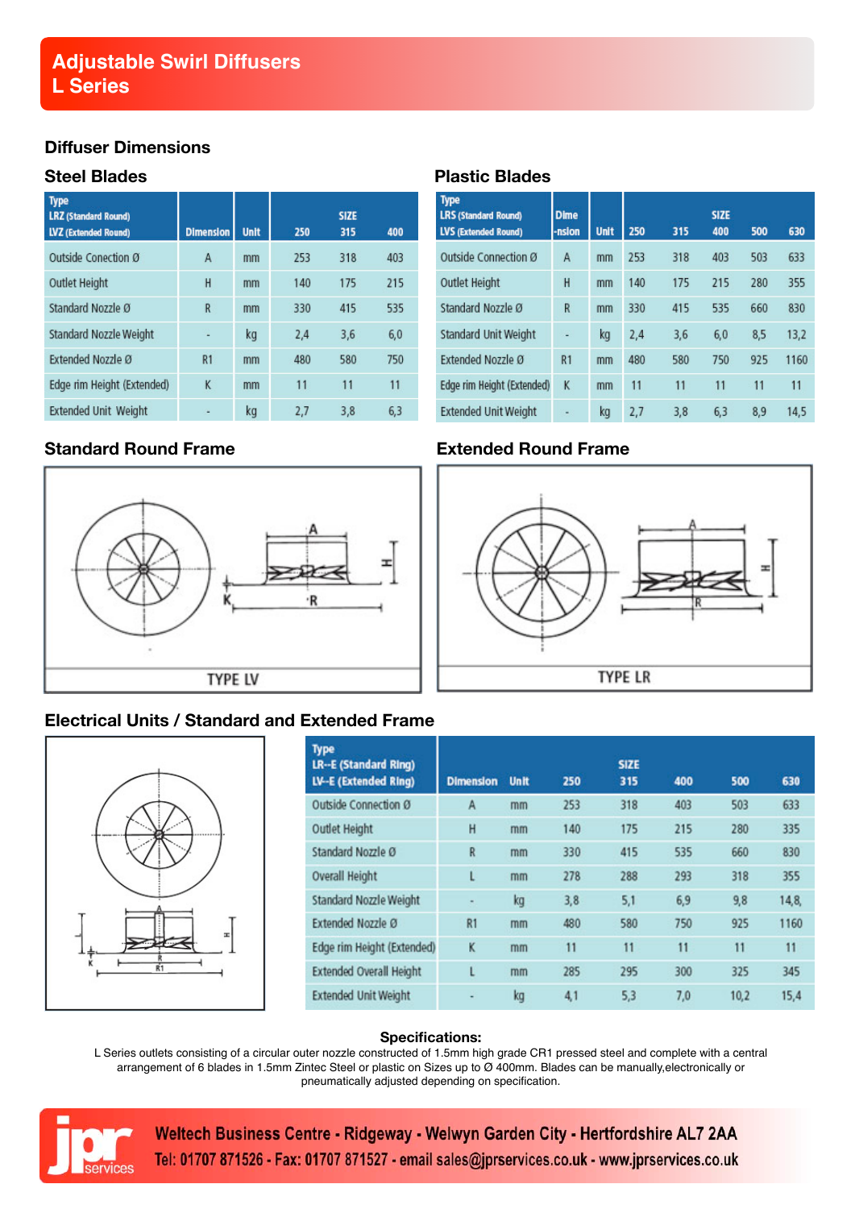# Adjustable Swirl Diffusers
# L Series

## Diffuser Dimensions

### Steel Blades

| Type<br>LRZ (Standard Round)<br>LVZ (Extended Round) | Dimension | Unit | SIZE<br>250 | 315 | 400 |
|---|---|---|---|---|---|
| Outside Conection Ø | A | mm | 253 | 318 | 403 |
| Outlet Height | H | mm | 140 | 175 | 215 |
| Standard Nozzle Ø | R | mm | 330 | 415 | 535 |
| Standard Nozzle Weight | - | kg | 2,4 | 3,6 | 6,0 |
| Extended Nozzle Ø | R1 | mm | 480 | 580 | 750 |
| Edge rim Height (Extended) | K | mm | 11 | 11 | 11 |
| Extended Unit Weight | - | kg | 2,7 | 3,8 | 6,3 |

### Plastic Blades

| Type<br>LRS (Standard Round)<br>LVS (Extended Round) | Dime-nsion | Unit | SIZE<br>250 | 315 | 400 | 500 | 630 |
|---|---|---|---|---|---|---|---|
| Outside Connection Ø | A | mm | 253 | 318 | 403 | 503 | 633 |
| Outlet Height | H | mm | 140 | 175 | 215 | 280 | 355 |
| Standard Nozzle Ø | R | mm | 330 | 415 | 535 | 660 | 830 |
| Standard Unit Weight | - | kg | 2,4 | 3,6 | 6,0 | 8,5 | 13,2 |
| Extended Nozzle Ø | R1 | mm | 480 | 580 | 750 | 925 | 1160 |
| Edge rim Height (Extended) | K | mm | 11 | 11 | 11 | 11 | 11 |
| Extended Unit Weight | - | kg | 2,7 | 3,8 | 6,3 | 8,9 | 14,5 |

### Standard Round Frame

A
H
K
R
TYPE LV

### Extended Round Frame

A
H
R
TYPE LR

### Electrical Units / Standard and Extended Frame

A
L
H
K
R
R1

| Type<br>LR--E (Standard Ring)<br>LV--E (Extended Ring) | Dimension | Unit | SIZE<br>250 | 315 | 400 | 500 | 630 |
|---|---|---|---|---|---|---|---|
| Outside Connection Ø | A | mm | 253 | 318 | 403 | 503 | 633 |
| Outlet Height | H | mm | 140 | 175 | 215 | 280 | 335 |
| Standard Nozzle Ø | R | mm | 330 | 415 | 535 | 660 | 830 |
| Overall Height | L | mm | 278 | 288 | 293 | 318 | 355 |
| Standard Nozzle Weight | - | kg | 3,8 | 5,1 | 6,9 | 9,8 | 14,8, |
| Extended Nozzle Ø | R1 | mm | 480 | 580 | 750 | 925 | 1160 |
| Edge rim Height (Extended) | K | mm | 11 | 11 | 11 | 11 | 11 |
| Extended Overall Height | L | mm | 285 | 295 | 300 | 325 | 345 |
| Extended Unit Weight | - | kg | 4,1 | 5,3 | 7,0 | 10,2 | 15,4 |

**Specifications:**

L Series outlets consisting of a circular outer nozzle constructed of 1.5mm high grade CR1 pressed steel and complete with a central arrangement of 6 blades in 1.5mm Zintec Steel or plastic on Sizes up to Ø 400mm. Blades can be manually,electronically or pneumatically adjusted depending on specification.

jpr services

Weltech Business Centre - Ridgeway - Welwyn Garden City - Hertfordshire AL7 2AA
Tel: 01707 871526 - Fax: 01707 871527 - email sales@jprservices.co.uk - www.jprservices.co.uk